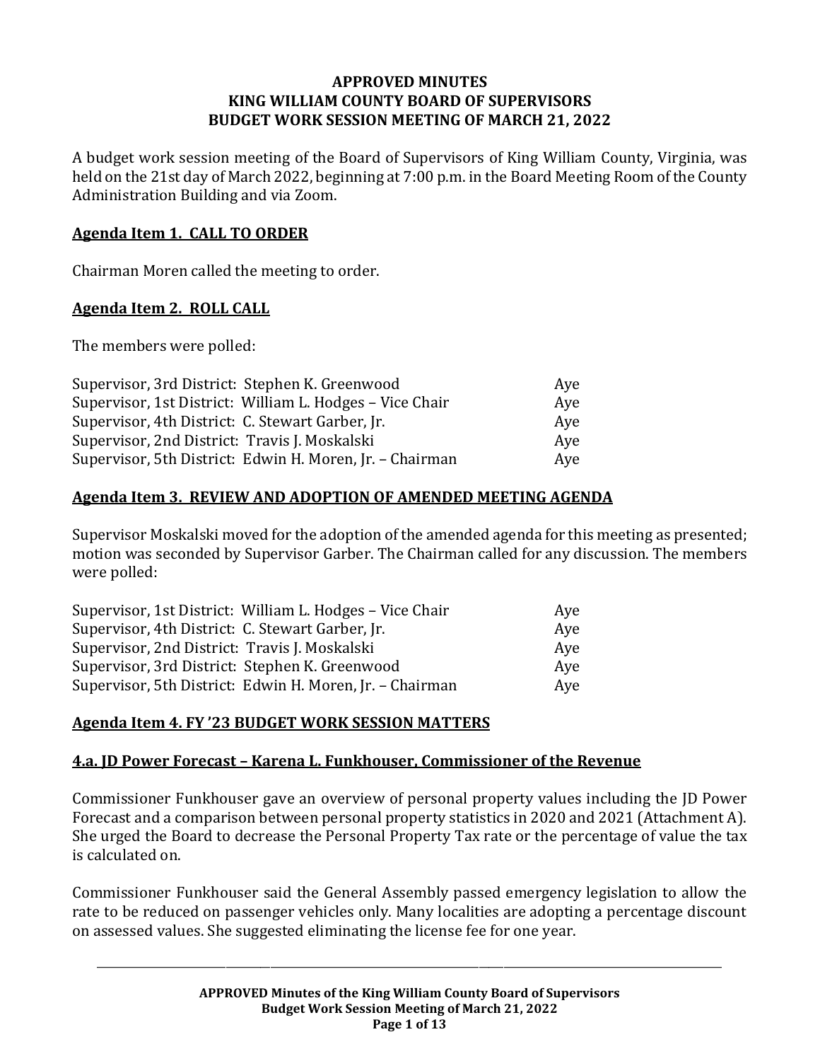# APPROVED MINUTES
# KING WILLIAM COUNTY BOARD OF SUPERVISORS
# BUDGET WORK SESSION MEETING OF MARCH 21, 2022

A budget work session meeting of the Board of Supervisors of King William County, Virginia, was held on the 21st day of March 2022, beginning at 7:00 p.m. in the Board Meeting Room of the County Administration Building and via Zoom.

## Agenda Item 1. CALL TO ORDER

Chairman Moren called the meeting to order.

## Agenda Item 2. ROLL CALL

The members were polled:

| | |
|---|---|
| Supervisor, 3rd District: Stephen K. Greenwood | Aye |
| Supervisor, 1st District: William L. Hodges – Vice Chair | Aye |
| Supervisor, 4th District: C. Stewart Garber, Jr. | Aye |
| Supervisor, 2nd District: Travis J. Moskalski | Aye |
| Supervisor, 5th District: Edwin H. Moren, Jr. – Chairman | Aye |

## Agenda Item 3. REVIEW AND ADOPTION OF AMENDED MEETING AGENDA

Supervisor Moskalski moved for the adoption of the amended agenda for this meeting as presented; motion was seconded by Supervisor Garber. The Chairman called for any discussion. The members were polled:

| | |
|---|---|
| Supervisor, 1st District: William L. Hodges – Vice Chair | Aye |
| Supervisor, 4th District: C. Stewart Garber, Jr. | Aye |
| Supervisor, 2nd District: Travis J. Moskalski | Aye |
| Supervisor, 3rd District: Stephen K. Greenwood | Aye |
| Supervisor, 5th District: Edwin H. Moren, Jr. – Chairman | Aye |

## Agenda Item 4. FY '23 BUDGET WORK SESSION MATTERS

### 4.a. JD Power Forecast – Karena L. Funkhouser, Commissioner of the Revenue

Commissioner Funkhouser gave an overview of personal property values including the JD Power Forecast and a comparison between personal property statistics in 2020 and 2021 (Attachment A). She urged the Board to decrease the Personal Property Tax rate or the percentage of value the tax is calculated on.

Commissioner Funkhouser said the General Assembly passed emergency legislation to allow the rate to be reduced on passenger vehicles only. Many localities are adopting a percentage discount on assessed values. She suggested eliminating the license fee for one year.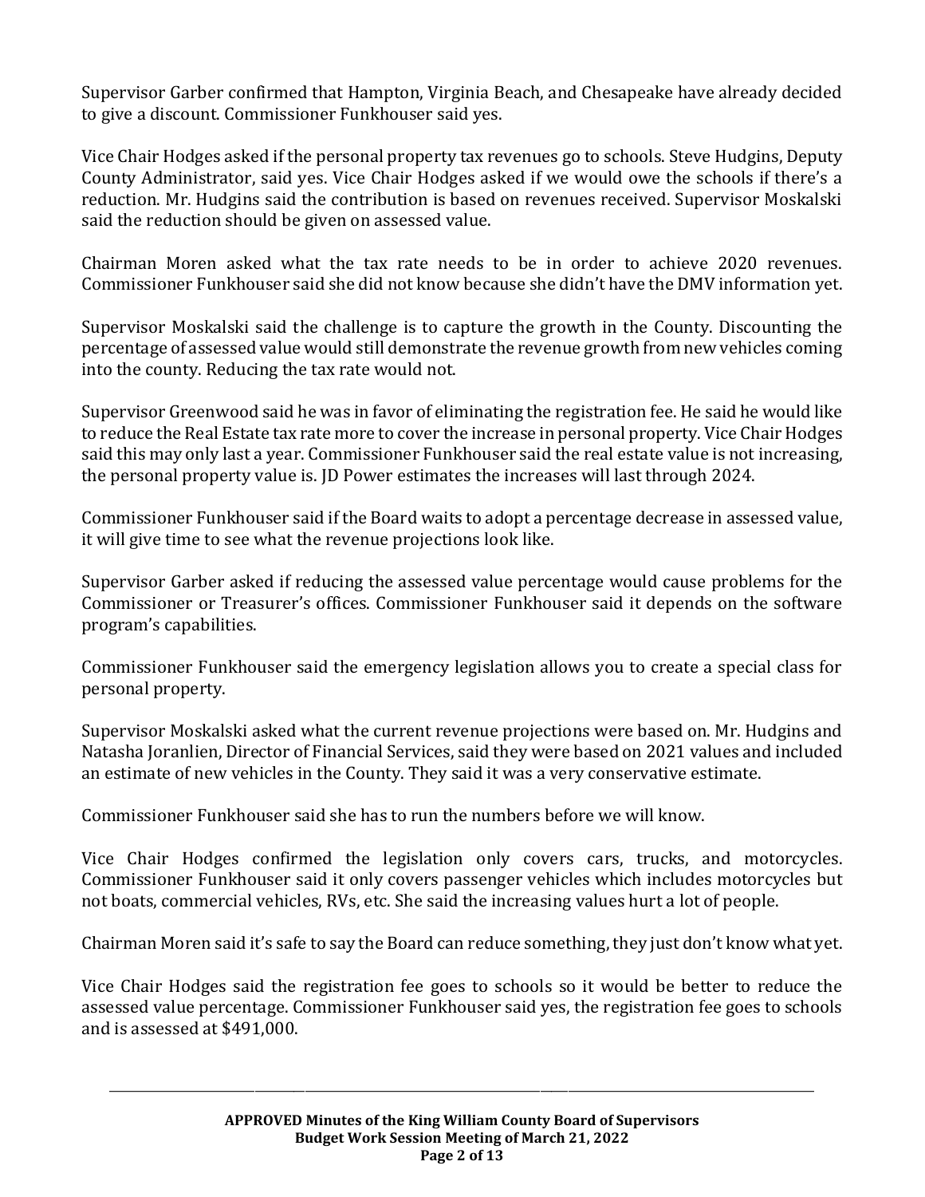Supervisor Garber confirmed that Hampton, Virginia Beach, and Chesapeake have already decided to give a discount. Commissioner Funkhouser said yes.

Vice Chair Hodges asked if the personal property tax revenues go to schools. Steve Hudgins, Deputy County Administrator, said yes. Vice Chair Hodges asked if we would owe the schools if there's a reduction. Mr. Hudgins said the contribution is based on revenues received. Supervisor Moskalski said the reduction should be given on assessed value.

Chairman Moren asked what the tax rate needs to be in order to achieve 2020 revenues. Commissioner Funkhouser said she did not know because she didn't have the DMV information yet.

Supervisor Moskalski said the challenge is to capture the growth in the County. Discounting the percentage of assessed value would still demonstrate the revenue growth from new vehicles coming into the county. Reducing the tax rate would not.

Supervisor Greenwood said he was in favor of eliminating the registration fee. He said he would like to reduce the Real Estate tax rate more to cover the increase in personal property. Vice Chair Hodges said this may only last a year. Commissioner Funkhouser said the real estate value is not increasing, the personal property value is. JD Power estimates the increases will last through 2024.

Commissioner Funkhouser said if the Board waits to adopt a percentage decrease in assessed value, it will give time to see what the revenue projections look like.

Supervisor Garber asked if reducing the assessed value percentage would cause problems for the Commissioner or Treasurer's offices. Commissioner Funkhouser said it depends on the software program's capabilities.

Commissioner Funkhouser said the emergency legislation allows you to create a special class for personal property.

Supervisor Moskalski asked what the current revenue projections were based on. Mr. Hudgins and Natasha Joranlien, Director of Financial Services, said they were based on 2021 values and included an estimate of new vehicles in the County. They said it was a very conservative estimate.

Commissioner Funkhouser said she has to run the numbers before we will know.

Vice Chair Hodges confirmed the legislation only covers cars, trucks, and motorcycles. Commissioner Funkhouser said it only covers passenger vehicles which includes motorcycles but not boats, commercial vehicles, RVs, etc. She said the increasing values hurt a lot of people.

Chairman Moren said it's safe to say the Board can reduce something, they just don't know what yet.

Vice Chair Hodges said the registration fee goes to schools so it would be better to reduce the assessed value percentage. Commissioner Funkhouser said yes, the registration fee goes to schools and is assessed at $491,000.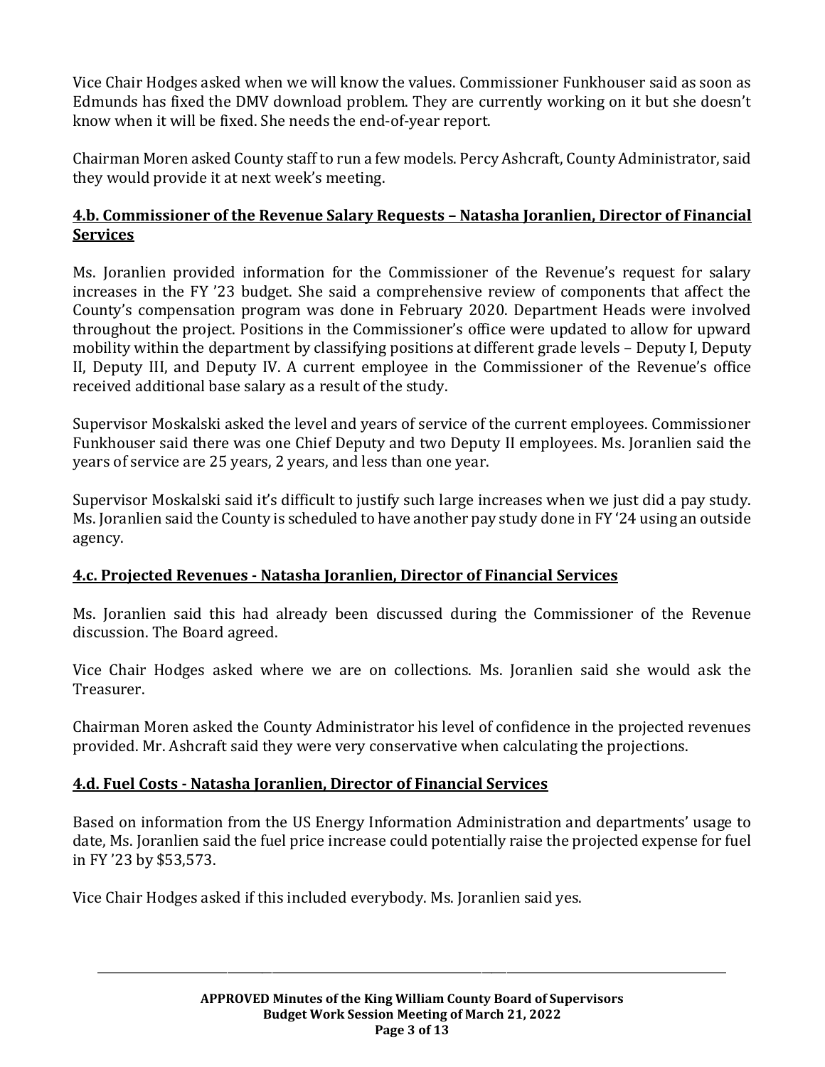Vice Chair Hodges asked when we will know the values. Commissioner Funkhouser said as soon as Edmunds has fixed the DMV download problem. They are currently working on it but she doesn't know when it will be fixed. She needs the end-of-year report.

Chairman Moren asked County staff to run a few models. Percy Ashcraft, County Administrator, said they would provide it at next week's meeting.

**4.b. Commissioner of the Revenue Salary Requests – Natasha Joranlien, Director of Financial Services**

Ms. Joranlien provided information for the Commissioner of the Revenue's request for salary increases in the FY '23 budget. She said a comprehensive review of components that affect the County's compensation program was done in February 2020. Department Heads were involved throughout the project. Positions in the Commissioner's office were updated to allow for upward mobility within the department by classifying positions at different grade levels – Deputy I, Deputy II, Deputy III, and Deputy IV. A current employee in the Commissioner of the Revenue's office received additional base salary as a result of the study.

Supervisor Moskalski asked the level and years of service of the current employees. Commissioner Funkhouser said there was one Chief Deputy and two Deputy II employees. Ms. Joranlien said the years of service are 25 years, 2 years, and less than one year.

Supervisor Moskalski said it's difficult to justify such large increases when we just did a pay study. Ms. Joranlien said the County is scheduled to have another pay study done in FY '24 using an outside agency.

**4.c. Projected Revenues - Natasha Joranlien, Director of Financial Services**

Ms. Joranlien said this had already been discussed during the Commissioner of the Revenue discussion. The Board agreed.

Vice Chair Hodges asked where we are on collections. Ms. Joranlien said she would ask the Treasurer.

Chairman Moren asked the County Administrator his level of confidence in the projected revenues provided. Mr. Ashcraft said they were very conservative when calculating the projections.

**4.d. Fuel Costs - Natasha Joranlien, Director of Financial Services**

Based on information from the US Energy Information Administration and departments' usage to date, Ms. Joranlien said the fuel price increase could potentially raise the projected expense for fuel in FY '23 by $53,573.

Vice Chair Hodges asked if this included everybody. Ms. Joranlien said yes.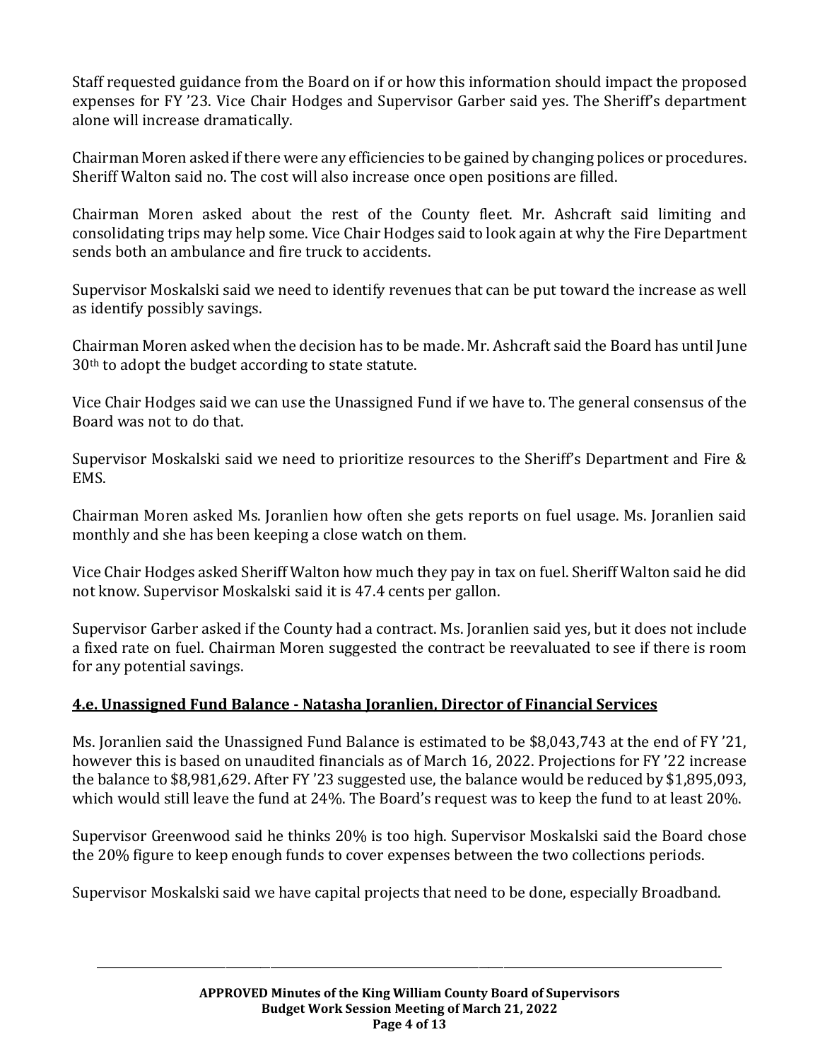Staff requested guidance from the Board on if or how this information should impact the proposed expenses for FY '23. Vice Chair Hodges and Supervisor Garber said yes. The Sheriff's department alone will increase dramatically.

Chairman Moren asked if there were any efficiencies to be gained by changing polices or procedures. Sheriff Walton said no. The cost will also increase once open positions are filled.

Chairman Moren asked about the rest of the County fleet. Mr. Ashcraft said limiting and consolidating trips may help some. Vice Chair Hodges said to look again at why the Fire Department sends both an ambulance and fire truck to accidents.

Supervisor Moskalski said we need to identify revenues that can be put toward the increase as well as identify possibly savings.

Chairman Moren asked when the decision has to be made. Mr. Ashcraft said the Board has until June 30th to adopt the budget according to state statute.

Vice Chair Hodges said we can use the Unassigned Fund if we have to. The general consensus of the Board was not to do that.

Supervisor Moskalski said we need to prioritize resources to the Sheriff's Department and Fire & EMS.

Chairman Moren asked Ms. Joranlien how often she gets reports on fuel usage. Ms. Joranlien said monthly and she has been keeping a close watch on them.

Vice Chair Hodges asked Sheriff Walton how much they pay in tax on fuel. Sheriff Walton said he did not know. Supervisor Moskalski said it is 47.4 cents per gallon.

Supervisor Garber asked if the County had a contract. Ms. Joranlien said yes, but it does not include a fixed rate on fuel. Chairman Moren suggested the contract be reevaluated to see if there is room for any potential savings.

**4.e. Unassigned Fund Balance - Natasha Joranlien, Director of Financial Services**

Ms. Joranlien said the Unassigned Fund Balance is estimated to be $8,043,743 at the end of FY '21, however this is based on unaudited financials as of March 16, 2022. Projections for FY '22 increase the balance to $8,981,629. After FY '23 suggested use, the balance would be reduced by $1,895,093, which would still leave the fund at 24%. The Board's request was to keep the fund to at least 20%.

Supervisor Greenwood said he thinks 20% is too high. Supervisor Moskalski said the Board chose the 20% figure to keep enough funds to cover expenses between the two collections periods.

Supervisor Moskalski said we have capital projects that need to be done, especially Broadband.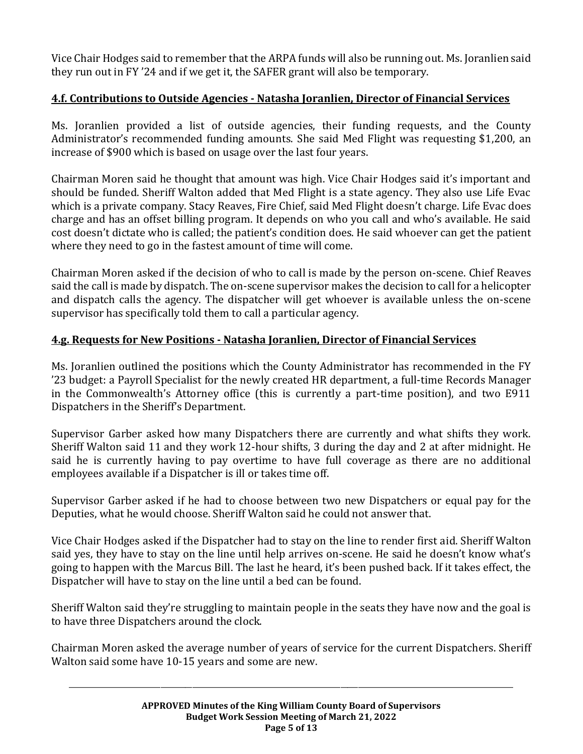Vice Chair Hodges said to remember that the ARPA funds will also be running out. Ms. Joranlien said they run out in FY '24 and if we get it, the SAFER grant will also be temporary.

## 4.f. Contributions to Outside Agencies - Natasha Joranlien, Director of Financial Services

Ms. Joranlien provided a list of outside agencies, their funding requests, and the County Administrator's recommended funding amounts. She said Med Flight was requesting $1,200, an increase of $900 which is based on usage over the last four years.

Chairman Moren said he thought that amount was high. Vice Chair Hodges said it's important and should be funded. Sheriff Walton added that Med Flight is a state agency. They also use Life Evac which is a private company. Stacy Reaves, Fire Chief, said Med Flight doesn't charge. Life Evac does charge and has an offset billing program. It depends on who you call and who's available. He said cost doesn't dictate who is called; the patient's condition does. He said whoever can get the patient where they need to go in the fastest amount of time will come.

Chairman Moren asked if the decision of who to call is made by the person on-scene. Chief Reaves said the call is made by dispatch. The on-scene supervisor makes the decision to call for a helicopter and dispatch calls the agency. The dispatcher will get whoever is available unless the on-scene supervisor has specifically told them to call a particular agency.

## 4.g. Requests for New Positions - Natasha Joranlien, Director of Financial Services

Ms. Joranlien outlined the positions which the County Administrator has recommended in the FY '23 budget: a Payroll Specialist for the newly created HR department, a full-time Records Manager in the Commonwealth's Attorney office (this is currently a part-time position), and two E911 Dispatchers in the Sheriff's Department.

Supervisor Garber asked how many Dispatchers there are currently and what shifts they work. Sheriff Walton said 11 and they work 12-hour shifts, 3 during the day and 2 at after midnight. He said he is currently having to pay overtime to have full coverage as there are no additional employees available if a Dispatcher is ill or takes time off.

Supervisor Garber asked if he had to choose between two new Dispatchers or equal pay for the Deputies, what he would choose. Sheriff Walton said he could not answer that.

Vice Chair Hodges asked if the Dispatcher had to stay on the line to render first aid. Sheriff Walton said yes, they have to stay on the line until help arrives on-scene. He said he doesn't know what's going to happen with the Marcus Bill. The last he heard, it's been pushed back. If it takes effect, the Dispatcher will have to stay on the line until a bed can be found.

Sheriff Walton said they're struggling to maintain people in the seats they have now and the goal is to have three Dispatchers around the clock.

Chairman Moren asked the average number of years of service for the current Dispatchers. Sheriff Walton said some have 10-15 years and some are new.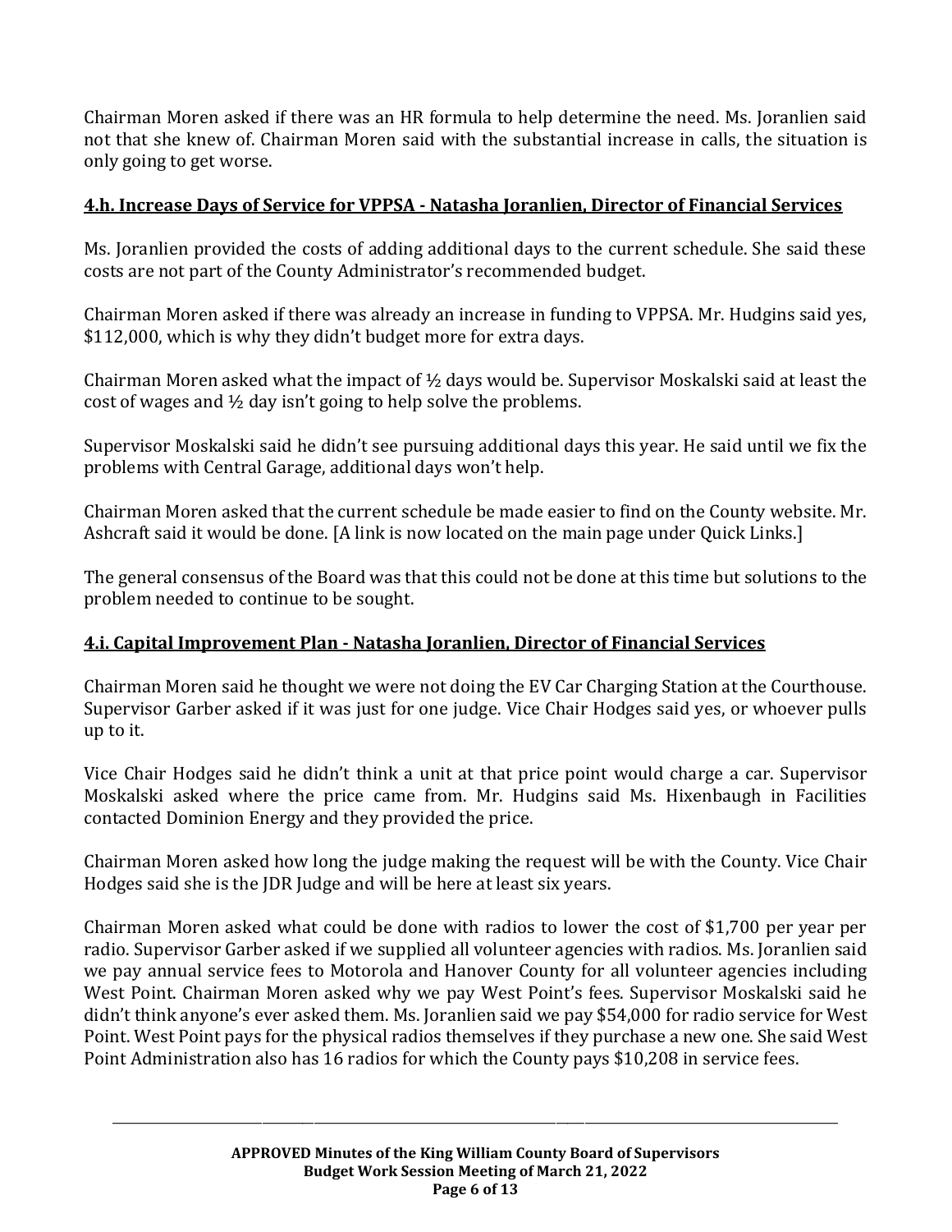Chairman Moren asked if there was an HR formula to help determine the need. Ms. Joranlien said not that she knew of. Chairman Moren said with the substantial increase in calls, the situation is only going to get worse.

## 4.h. Increase Days of Service for VPPSA - Natasha Joranlien, Director of Financial Services

Ms. Joranlien provided the costs of adding additional days to the current schedule. She said these costs are not part of the County Administrator's recommended budget.

Chairman Moren asked if there was already an increase in funding to VPPSA. Mr. Hudgins said yes, $112,000, which is why they didn't budget more for extra days.

Chairman Moren asked what the impact of ½ days would be. Supervisor Moskalski said at least the cost of wages and ½ day isn't going to help solve the problems.

Supervisor Moskalski said he didn't see pursuing additional days this year. He said until we fix the problems with Central Garage, additional days won't help.

Chairman Moren asked that the current schedule be made easier to find on the County website. Mr. Ashcraft said it would be done. [A link is now located on the main page under Quick Links.]

The general consensus of the Board was that this could not be done at this time but solutions to the problem needed to continue to be sought.

## 4.i. Capital Improvement Plan - Natasha Joranlien, Director of Financial Services

Chairman Moren said he thought we were not doing the EV Car Charging Station at the Courthouse. Supervisor Garber asked if it was just for one judge. Vice Chair Hodges said yes, or whoever pulls up to it.

Vice Chair Hodges said he didn't think a unit at that price point would charge a car. Supervisor Moskalski asked where the price came from. Mr. Hudgins said Ms. Hixenbaugh in Facilities contacted Dominion Energy and they provided the price.

Chairman Moren asked how long the judge making the request will be with the County. Vice Chair Hodges said she is the JDR Judge and will be here at least six years.

Chairman Moren asked what could be done with radios to lower the cost of $1,700 per year per radio. Supervisor Garber asked if we supplied all volunteer agencies with radios. Ms. Joranlien said we pay annual service fees to Motorola and Hanover County for all volunteer agencies including West Point. Chairman Moren asked why we pay West Point's fees. Supervisor Moskalski said he didn't think anyone's ever asked them. Ms. Joranlien said we pay $54,000 for radio service for West Point. West Point pays for the physical radios themselves if they purchase a new one. She said West Point Administration also has 16 radios for which the County pays $10,208 in service fees.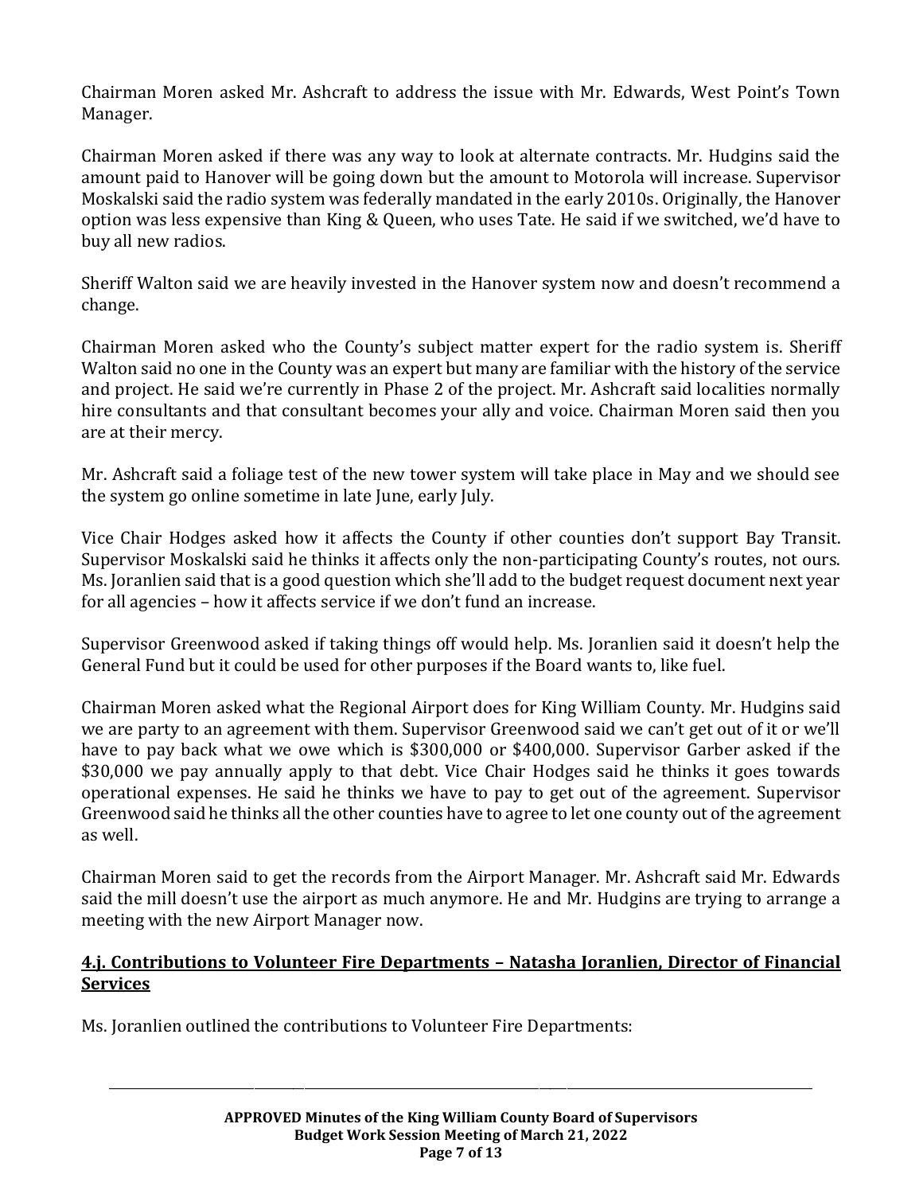Chairman Moren asked Mr. Ashcraft to address the issue with Mr. Edwards, West Point's Town Manager.

Chairman Moren asked if there was any way to look at alternate contracts. Mr. Hudgins said the amount paid to Hanover will be going down but the amount to Motorola will increase. Supervisor Moskalski said the radio system was federally mandated in the early 2010s. Originally, the Hanover option was less expensive than King & Queen, who uses Tate. He said if we switched, we'd have to buy all new radios.

Sheriff Walton said we are heavily invested in the Hanover system now and doesn't recommend a change.

Chairman Moren asked who the County's subject matter expert for the radio system is. Sheriff Walton said no one in the County was an expert but many are familiar with the history of the service and project. He said we're currently in Phase 2 of the project. Mr. Ashcraft said localities normally hire consultants and that consultant becomes your ally and voice. Chairman Moren said then you are at their mercy.

Mr. Ashcraft said a foliage test of the new tower system will take place in May and we should see the system go online sometime in late June, early July.

Vice Chair Hodges asked how it affects the County if other counties don't support Bay Transit. Supervisor Moskalski said he thinks it affects only the non-participating County's routes, not ours. Ms. Joranlien said that is a good question which she'll add to the budget request document next year for all agencies – how it affects service if we don't fund an increase.

Supervisor Greenwood asked if taking things off would help. Ms. Joranlien said it doesn't help the General Fund but it could be used for other purposes if the Board wants to, like fuel.

Chairman Moren asked what the Regional Airport does for King William County. Mr. Hudgins said we are party to an agreement with them. Supervisor Greenwood said we can't get out of it or we'll have to pay back what we owe which is $300,000 or $400,000. Supervisor Garber asked if the $30,000 we pay annually apply to that debt. Vice Chair Hodges said he thinks it goes towards operational expenses. He said he thinks we have to pay to get out of the agreement. Supervisor Greenwood said he thinks all the other counties have to agree to let one county out of the agreement as well.

Chairman Moren said to get the records from the Airport Manager. Mr. Ashcraft said Mr. Edwards said the mill doesn't use the airport as much anymore. He and Mr. Hudgins are trying to arrange a meeting with the new Airport Manager now.

## 4.j. Contributions to Volunteer Fire Departments – Natasha Joranlien, Director of Financial Services

Ms. Joranlien outlined the contributions to Volunteer Fire Departments: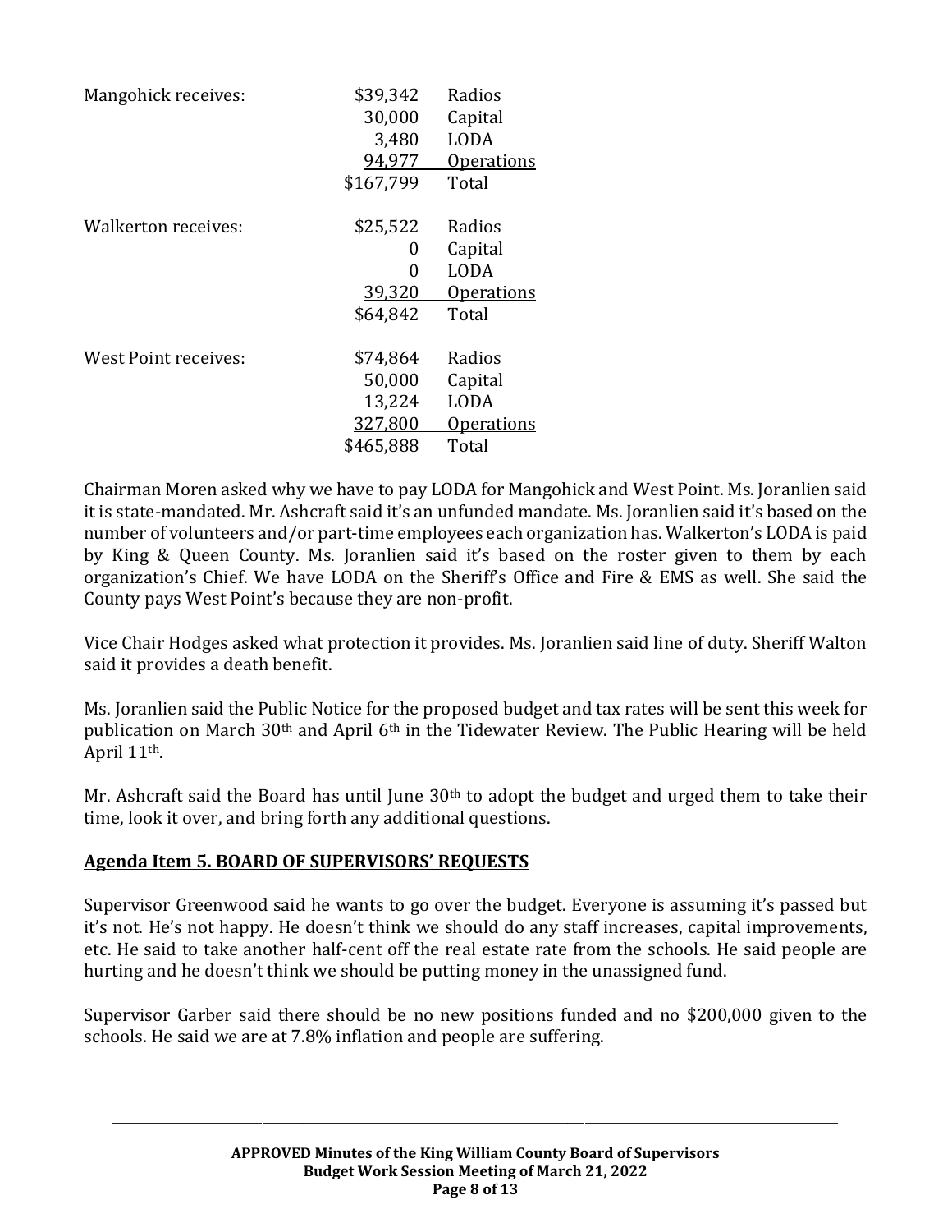| Mangohick receives: | $39,342 | Radios |
|---|---|---|
| | 30,000 | Capital |
| | 3,480 | LODA |
| | 94,977 | Operations |
| | $167,799 | Total |

| Walkerton receives: | $25,522 | Radios |
|---|---|---|
| | 0 | Capital |
| | 0 | LODA |
| | 39,320 | Operations |
| | $64,842 | Total |

| West Point receives: | $74,864 | Radios |
|---|---|---|
| | 50,000 | Capital |
| | 13,224 | LODA |
| | 327,800 | Operations |
| | $465,888 | Total |

Chairman Moren asked why we have to pay LODA for Mangohick and West Point. Ms. Joranlien said it is state-mandated. Mr. Ashcraft said it's an unfunded mandate. Ms. Joranlien said it's based on the number of volunteers and/or part-time employees each organization has. Walkerton's LODA is paid by King & Queen County. Ms. Joranlien said it's based on the roster given to them by each organization's Chief. We have LODA on the Sheriff's Office and Fire & EMS as well. She said the County pays West Point's because they are non-profit.

Vice Chair Hodges asked what protection it provides. Ms. Joranlien said line of duty. Sheriff Walton said it provides a death benefit.

Ms. Joranlien said the Public Notice for the proposed budget and tax rates will be sent this week for publication on March 30th and April 6th in the Tidewater Review. The Public Hearing will be held April 11th.

Mr. Ashcraft said the Board has until June 30th to adopt the budget and urged them to take their time, look it over, and bring forth any additional questions.

## Agenda Item 5. BOARD OF SUPERVISORS' REQUESTS

Supervisor Greenwood said he wants to go over the budget. Everyone is assuming it's passed but it's not. He's not happy. He doesn't think we should do any staff increases, capital improvements, etc. He said to take another half-cent off the real estate rate from the schools. He said people are hurting and he doesn't think we should be putting money in the unassigned fund.

Supervisor Garber said there should be no new positions funded and no $200,000 given to the schools. He said we are at 7.8% inflation and people are suffering.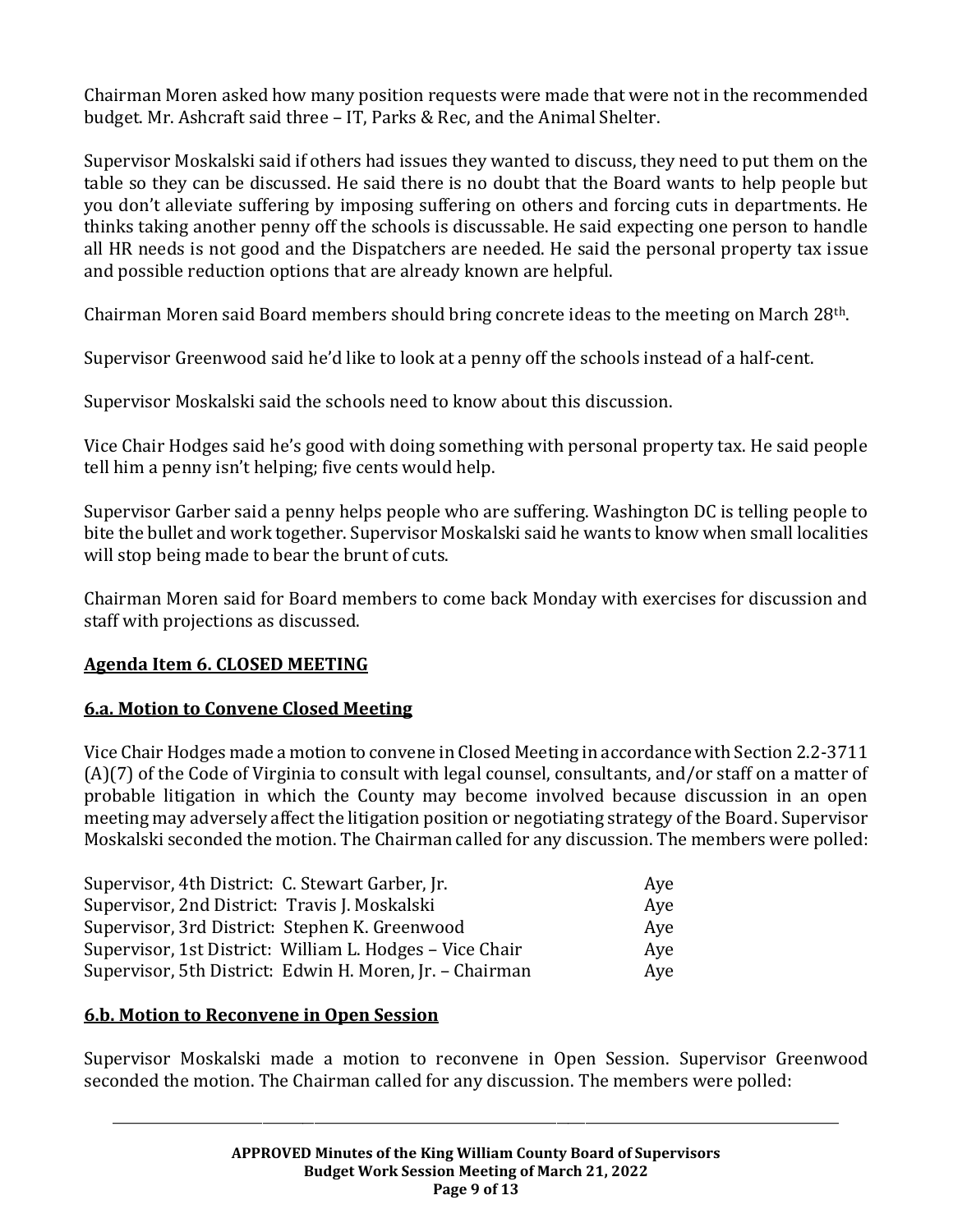Chairman Moren asked how many position requests were made that were not in the recommended budget. Mr. Ashcraft said three – IT, Parks & Rec, and the Animal Shelter.

Supervisor Moskalski said if others had issues they wanted to discuss, they need to put them on the table so they can be discussed. He said there is no doubt that the Board wants to help people but you don't alleviate suffering by imposing suffering on others and forcing cuts in departments. He thinks taking another penny off the schools is discussable. He said expecting one person to handle all HR needs is not good and the Dispatchers are needed. He said the personal property tax issue and possible reduction options that are already known are helpful.

Chairman Moren said Board members should bring concrete ideas to the meeting on March 28th.

Supervisor Greenwood said he'd like to look at a penny off the schools instead of a half-cent.

Supervisor Moskalski said the schools need to know about this discussion.

Vice Chair Hodges said he's good with doing something with personal property tax. He said people tell him a penny isn't helping; five cents would help.

Supervisor Garber said a penny helps people who are suffering. Washington DC is telling people to bite the bullet and work together. Supervisor Moskalski said he wants to know when small localities will stop being made to bear the brunt of cuts.

Chairman Moren said for Board members to come back Monday with exercises for discussion and staff with projections as discussed.

## Agenda Item 6. CLOSED MEETING

### 6.a. Motion to Convene Closed Meeting

Vice Chair Hodges made a motion to convene in Closed Meeting in accordance with Section 2.2-3711 (A)(7) of the Code of Virginia to consult with legal counsel, consultants, and/or staff on a matter of probable litigation in which the County may become involved because discussion in an open meeting may adversely affect the litigation position or negotiating strategy of the Board. Supervisor Moskalski seconded the motion. The Chairman called for any discussion. The members were polled:

| | |
|---|---|
| Supervisor, 4th District: C. Stewart Garber, Jr. | Aye |
| Supervisor, 2nd District: Travis J. Moskalski | Aye |
| Supervisor, 3rd District: Stephen K. Greenwood | Aye |
| Supervisor, 1st District: William L. Hodges – Vice Chair | Aye |
| Supervisor, 5th District: Edwin H. Moren, Jr. – Chairman | Aye |

### 6.b. Motion to Reconvene in Open Session

Supervisor Moskalski made a motion to reconvene in Open Session. Supervisor Greenwood seconded the motion. The Chairman called for any discussion. The members were polled: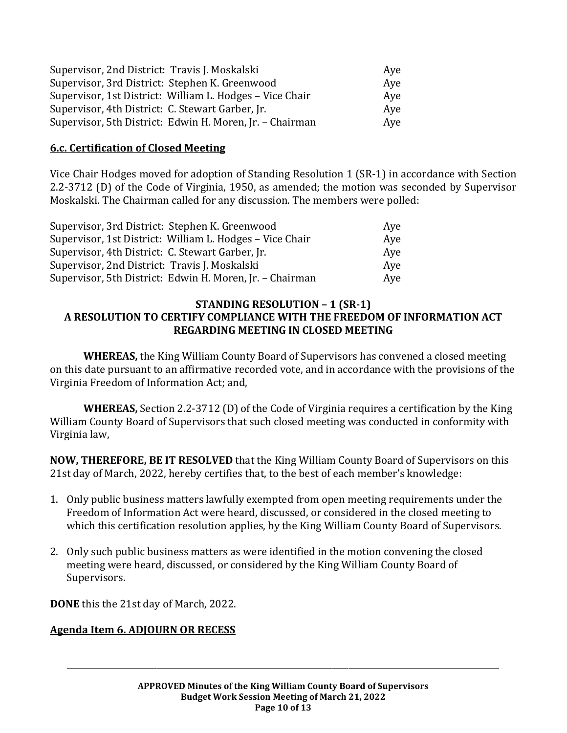| | |
|---|---|
| Supervisor, 2nd District: Travis J. Moskalski | Aye |
| Supervisor, 3rd District: Stephen K. Greenwood | Aye |
| Supervisor, 1st District: William L. Hodges – Vice Chair | Aye |
| Supervisor, 4th District: C. Stewart Garber, Jr. | Aye |
| Supervisor, 5th District: Edwin H. Moren, Jr. – Chairman | Aye |

**6.c. Certification of Closed Meeting**

Vice Chair Hodges moved for adoption of Standing Resolution 1 (SR-1) in accordance with Section 2.2-3712 (D) of the Code of Virginia, 1950, as amended; the motion was seconded by Supervisor Moskalski. The Chairman called for any discussion. The members were polled:

| | |
|---|---|
| Supervisor, 3rd District: Stephen K. Greenwood | Aye |
| Supervisor, 1st District: William L. Hodges – Vice Chair | Aye |
| Supervisor, 4th District: C. Stewart Garber, Jr. | Aye |
| Supervisor, 2nd District: Travis J. Moskalski | Aye |
| Supervisor, 5th District: Edwin H. Moren, Jr. – Chairman | Aye |

**STANDING RESOLUTION – 1 (SR-1)**
**A RESOLUTION TO CERTIFY COMPLIANCE WITH THE FREEDOM OF INFORMATION ACT REGARDING MEETING IN CLOSED MEETING**

**WHEREAS,** the King William County Board of Supervisors has convened a closed meeting on this date pursuant to an affirmative recorded vote, and in accordance with the provisions of the Virginia Freedom of Information Act; and,

**WHEREAS,** Section 2.2-3712 (D) of the Code of Virginia requires a certification by the King William County Board of Supervisors that such closed meeting was conducted in conformity with Virginia law,

**NOW, THEREFORE, BE IT RESOLVED** that the King William County Board of Supervisors on this 21st day of March, 2022, hereby certifies that, to the best of each member's knowledge:

1. Only public business matters lawfully exempted from open meeting requirements under the Freedom of Information Act were heard, discussed, or considered in the closed meeting to which this certification resolution applies, by the King William County Board of Supervisors.

2. Only such public business matters as were identified in the motion convening the closed meeting were heard, discussed, or considered by the King William County Board of Supervisors.

**DONE** this the 21st day of March, 2022.

**Agenda Item 6. ADJOURN OR RECESS**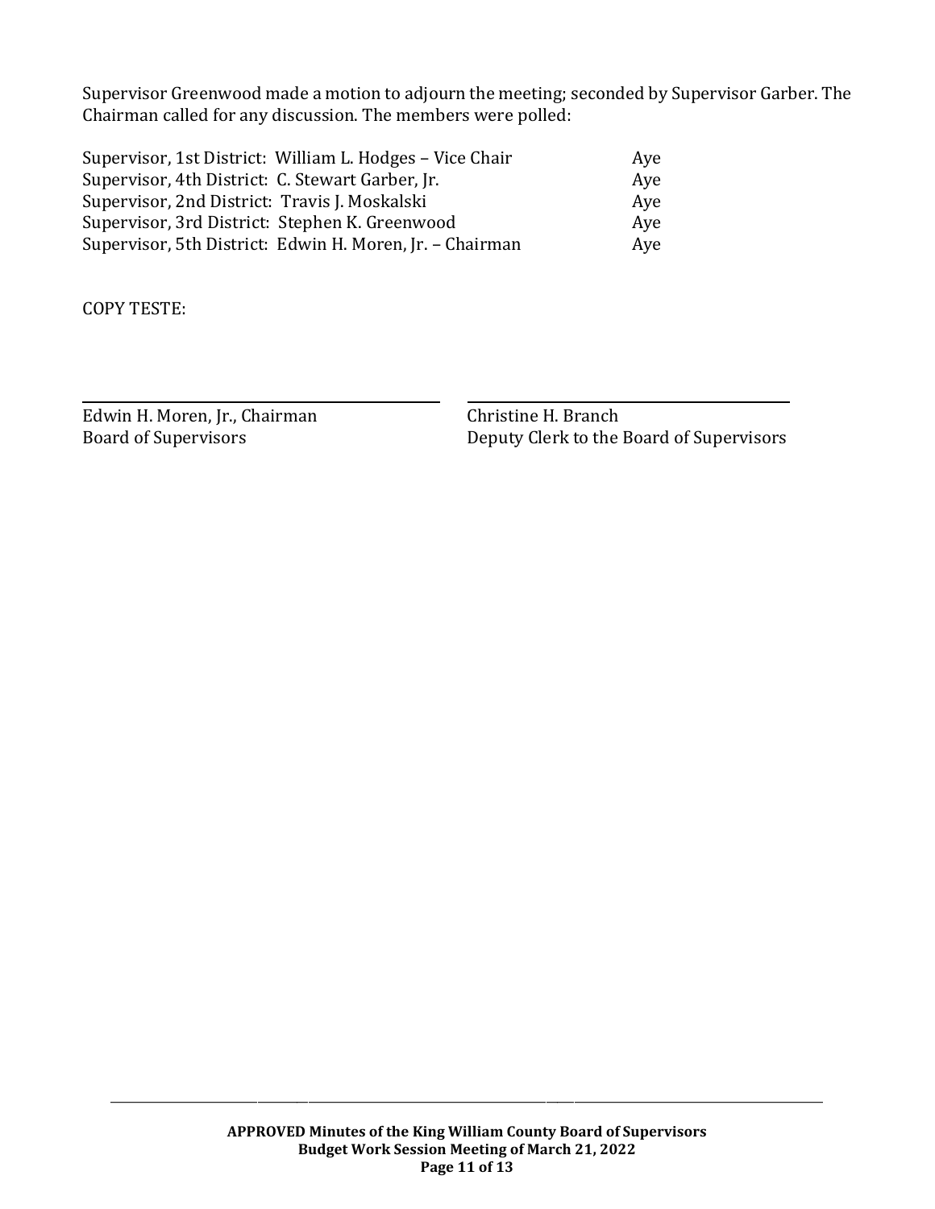Supervisor Greenwood made a motion to adjourn the meeting; seconded by Supervisor Garber. The Chairman called for any discussion. The members were polled:

| | |
|---|---|
| Supervisor, 1st District: William L. Hodges – Vice Chair | Aye |
| Supervisor, 4th District: C. Stewart Garber, Jr. | Aye |
| Supervisor, 2nd District: Travis J. Moskalski | Aye |
| Supervisor, 3rd District: Stephen K. Greenwood | Aye |
| Supervisor, 5th District: Edwin H. Moren, Jr. – Chairman | Aye |

COPY TESTE:

_______________________________
Edwin H. Moren, Jr., Chairman
Board of Supervisors

_______________________________
Christine H. Branch
Deputy Clerk to the Board of Supervisors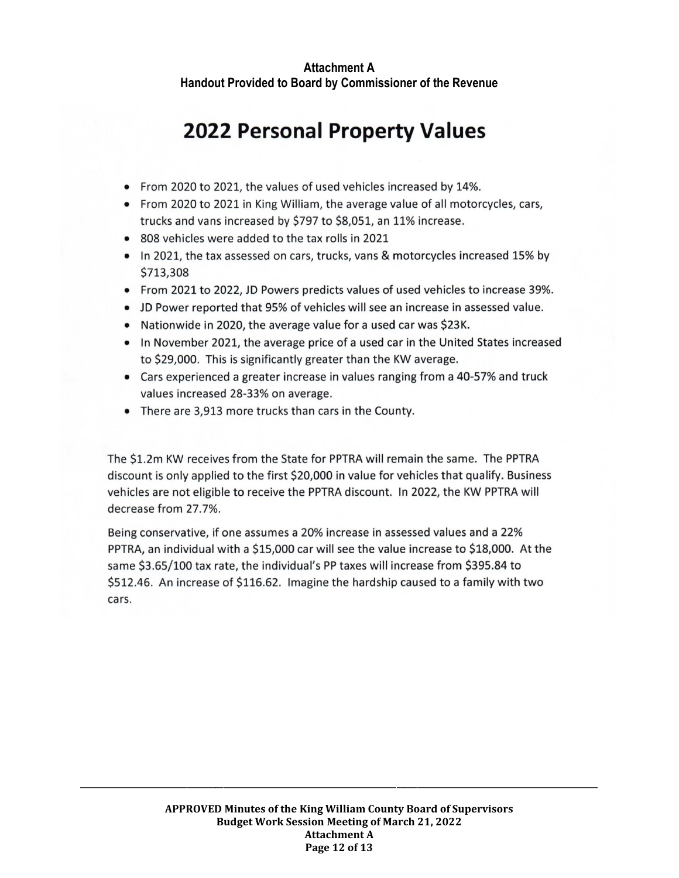**Attachment A**
**Handout Provided to Board by Commissioner of the Revenue**

# 2022 Personal Property Values

- From 2020 to 2021, the values of used vehicles increased by 14%.
- From 2020 to 2021 in King William, the average value of all motorcycles, cars, trucks and vans increased by $797 to $8,051, an 11% increase.
- 808 vehicles were added to the tax rolls in 2021
- In 2021, the tax assessed on cars, trucks, vans & motorcycles increased 15% by $713,308
- From 2021 to 2022, JD Powers predicts values of used vehicles to increase 39%.
- JD Power reported that 95% of vehicles will see an increase in assessed value.
- Nationwide in 2020, the average value for a used car was $23K.
- In November 2021, the average price of a used car in the United States increased to $29,000. This is significantly greater than the KW average.
- Cars experienced a greater increase in values ranging from a 40-57% and truck values increased 28-33% on average.
- There are 3,913 more trucks than cars in the County.

The $1.2m KW receives from the State for PPTRA will remain the same. The PPTRA discount is only applied to the first $20,000 in value for vehicles that qualify. Business vehicles are not eligible to receive the PPTRA discount. In 2022, the KW PPTRA will decrease from 27.7%.

Being conservative, if one assumes a 20% increase in assessed values and a 22% PPTRA, an individual with a $15,000 car will see the value increase to $18,000. At the same $3.65/100 tax rate, the individual's PP taxes will increase from $395.84 to $512.46. An increase of $116.62. Imagine the hardship caused to a family with two cars.

**APPROVED Minutes of the King William County Board of Supervisors**
**Budget Work Session Meeting of March 21, 2022**
**Attachment A**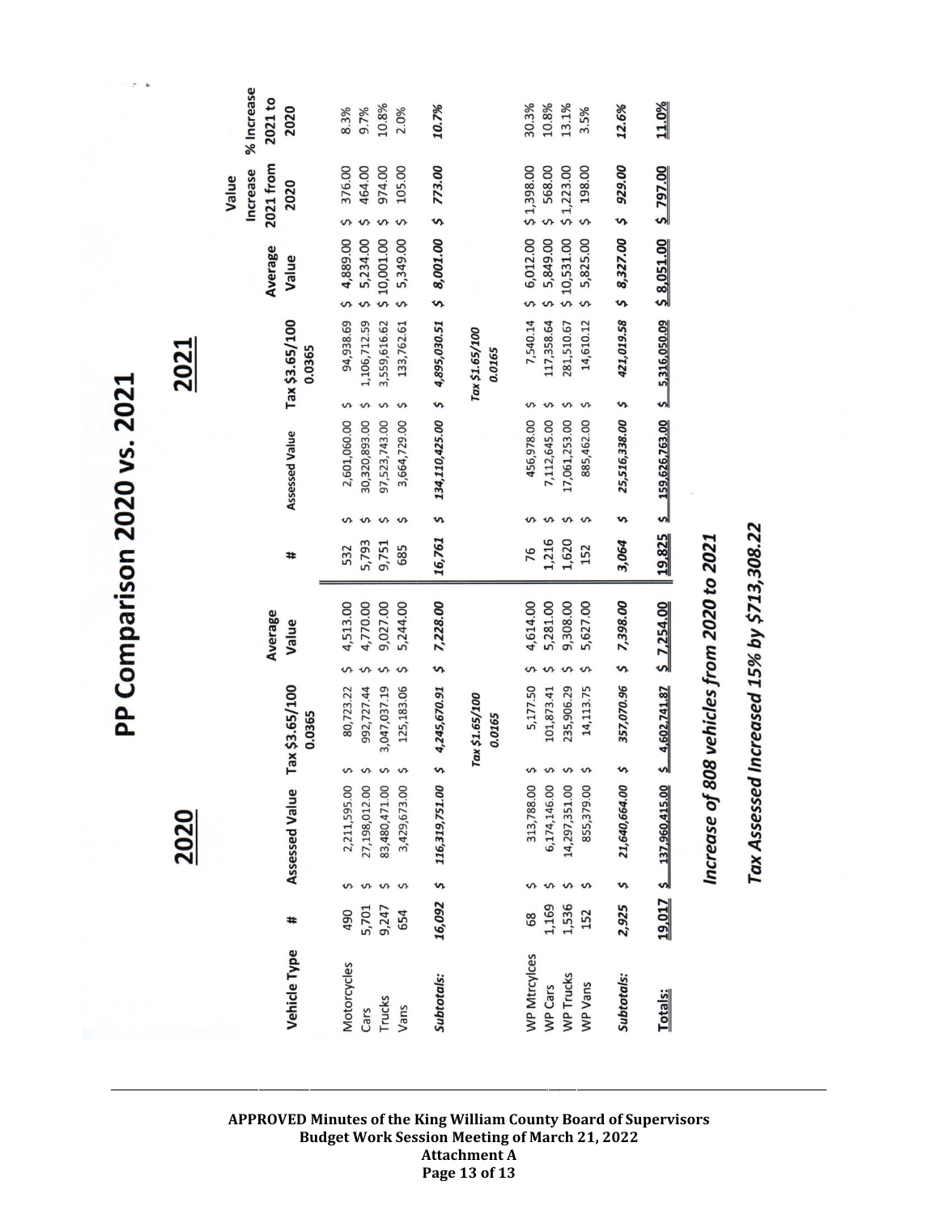# PP Comparison 2020 vs. 2021

| | 2020 | | | | 2021 | | | | | |
|---|---|---|---|---|---|---|---|---|---|---|
| Vehicle Type | # | Assessed Value | Tax $3.65/100 0.0365 | Average Value | # | Assessed Value | Tax $3.65/100 0.0365 | Average Value | Value Increase 2021 from 2020 | % Increase 2021 to 2020 |
| Motorcycles | 490 | $ 2,211,595.00 | $ 80,723.22 | $ 4,513.00 | 532 | $ 2,601,060.00 | $ 94,938.69 | $ 4,889.00 | $ 376.00 | 8.3% |
| Cars | 5,701 | $ 27,198,012.00 | $ 992,727.44 | $ 4,770.00 | 5,793 | $ 30,320,893.00 | $ 1,106,712.59 | $ 5,234.00 | $ 464.00 | 9.7% |
| Trucks | 9,247 | $ 83,480,471.00 | $ 3,047,037.19 | $ 9,027.00 | 9,751 | $ 97,523,743.00 | $ 3,559,616.62 | $ 10,001.00 | $ 974.00 | 10.8% |
| Vans | 654 | $ 3,429,673.00 | $ 125,183.06 | $ 5,244.00 | 685 | $ 3,664,729.00 | $ 133,762.61 | $ 5,349.00 | $ 105.00 | 2.0% |
| *Subtotals:* | *16,092* | *$ 116,319,751.00* | *$ 4,245,670.91* | *$ 7,228.00* | *16,761* | *$ 134,110,425.00* | *$ 4,895,030.51* | *$ 8,001.00* | *$ 773.00* | *10.7%* |
| | | | *Tax $1.65/100 0.0165* | | | | *Tax $1.65/100 0.0165* | | | |
| WP Mtrcylces | 68 | $ 313,788.00 | $ 5,177.50 | $ 4,614.00 | 76 | $ 456,978.00 | $ 7,540.14 | $ 6,012.00 | $ 1,398.00 | 30.3% |
| WP Cars | 1,169 | $ 6,174,146.00 | $ 101,873.41 | $ 5,281.00 | 1,216 | $ 7,112,645.00 | $ 117,358.64 | $ 5,849.00 | $ 568.00 | 10.8% |
| WP Trucks | 1,536 | $ 14,297,351.00 | $ 235,906.29 | $ 9,308.00 | 1,620 | $ 17,061,253.00 | $ 281,510.67 | $ 10,531.00 | $ 1,223.00 | 13.1% |
| WP Vans | 152 | $ 855,379.00 | $ 14,113.75 | $ 5,627.00 | 152 | $ 885,462.00 | $ 14,610.12 | $ 5,825.00 | $ 198.00 | 3.5% |
| *Subtotals:* | *2,925* | *$ 21,640,664.00* | *$ 357,070.96* | *$ 7,398.00* | *3,064* | *$ 25,516,338.00* | *$ 421,019.58* | *$ 8,327.00* | *$ 929.00* | *12.6%* |
| **Totals:** | **19,017** | **$ 137,960,415.00** | **$ 4,602,741.87** | **$ 7,254.00** | **19,825** | **$ 159,626,763.00** | **$ 5,316,050.09** | **$ 8,051.00** | **$ 797.00** | **11.0%** |

*Increase of 808 vehicles from 2020 to 2021*

*Tax Assessed Increased 15% by $713,308.22*

**APPROVED Minutes of the King William County Board of Supervisors**
**Budget Work Session Meeting of March 21, 2022**
**Attachment A**